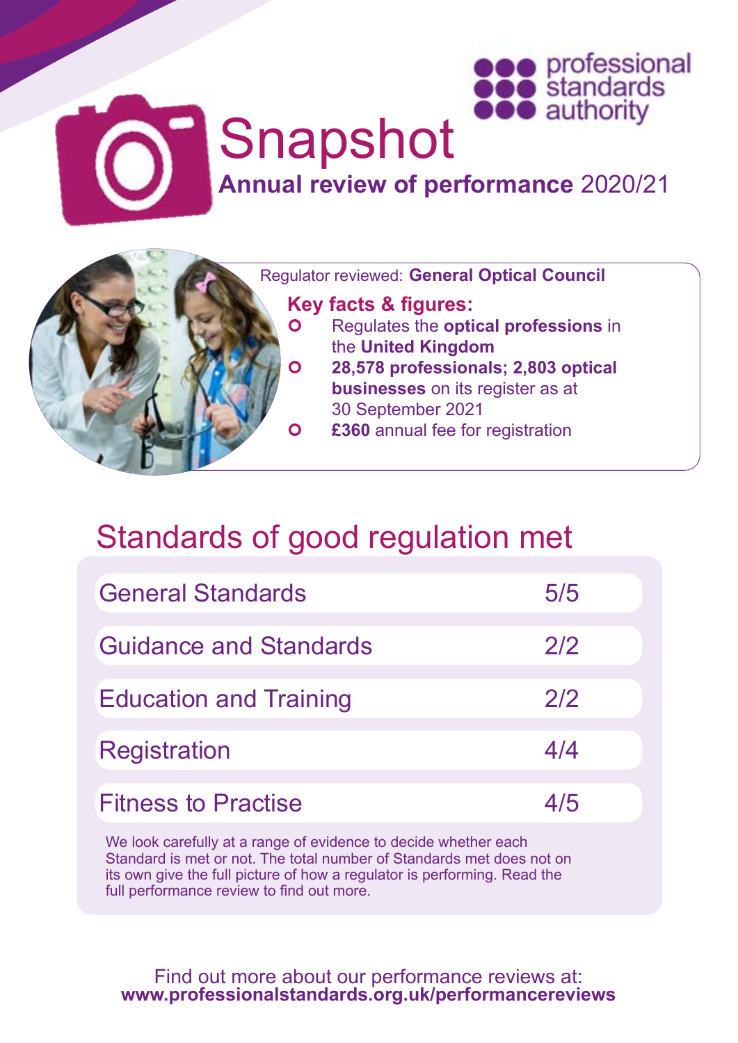professional standards authority

# Snapshot

## **Annual review of performance** 2020/21

Regulator reviewed: **General Optical Council**

### Key facts & figures:

- Regulates the **optical professions** in the **United Kingdom**
- **28,578 professionals; 2,803 optical businesses** on its register as at 30 September 2021
- **£360** annual fee for registration

## Standards of good regulation met

| Standard | Met |
|---|---|
| General Standards | 5/5 |
| Guidance and Standards | 2/2 |
| Education and Training | 2/2 |
| Registration | 4/4 |
| Fitness to Practise | 4/5 |

We look carefully at a range of evidence to decide whether each Standard is met or not. The total number of Standards met does not on its own give the full picture of how a regulator is performing. Read the full performance review to find out more.

Find out more about our performance reviews at:
**www.professionalstandards.org.uk/performancereviews**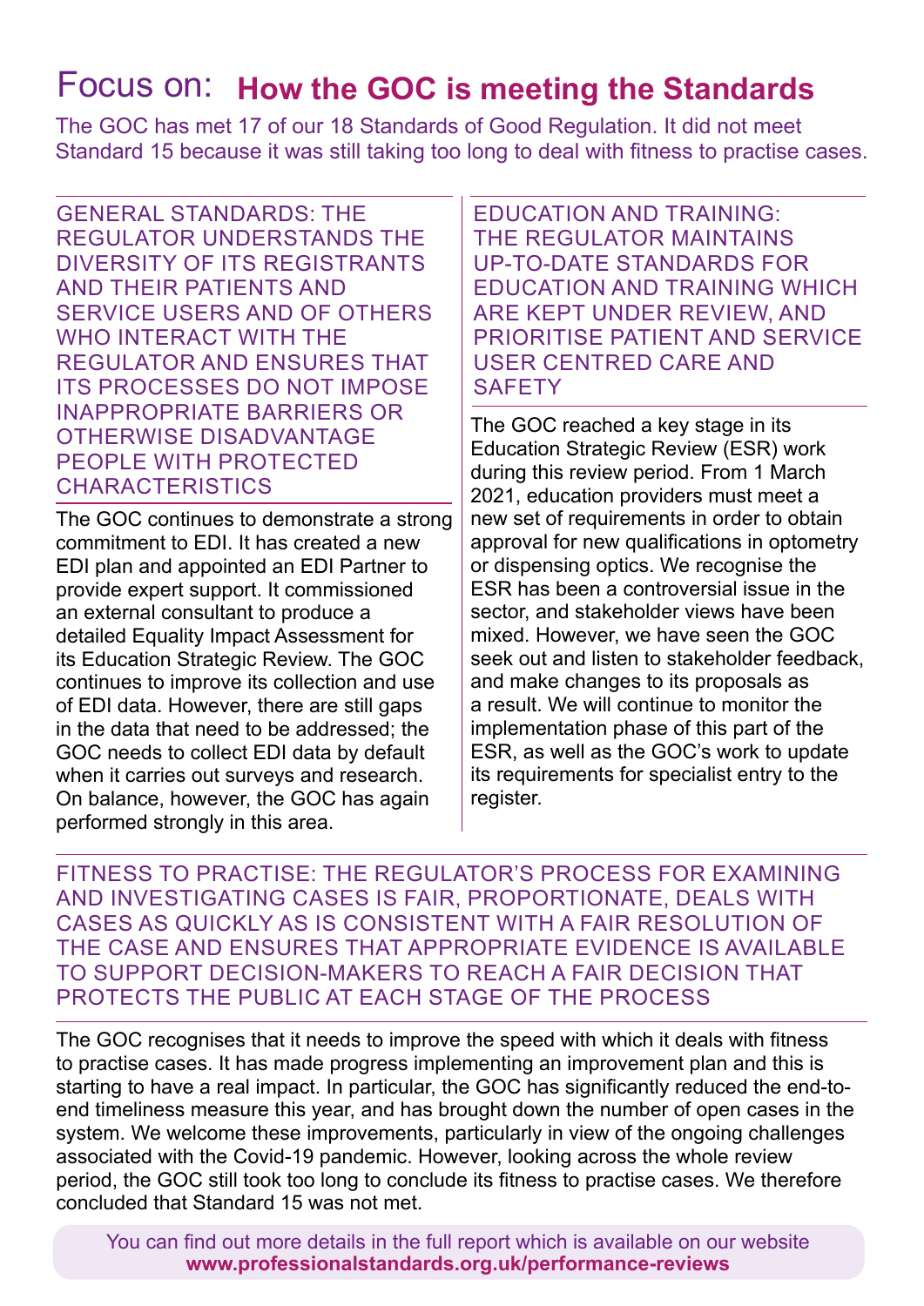# Focus on: **How the GOC is meeting the Standards**

The GOC has met 17 of our 18 Standards of Good Regulation. It did not meet Standard 15 because it was still taking too long to deal with fitness to practise cases.

## GENERAL STANDARDS: THE REGULATOR UNDERSTANDS THE DIVERSITY OF ITS REGISTRANTS AND THEIR PATIENTS AND SERVICE USERS AND OF OTHERS WHO INTERACT WITH THE REGULATOR AND ENSURES THAT ITS PROCESSES DO NOT IMPOSE INAPPROPRIATE BARRIERS OR OTHERWISE DISADVANTAGE PEOPLE WITH PROTECTED CHARACTERISTICS

The GOC continues to demonstrate a strong commitment to EDI. It has created a new EDI plan and appointed an EDI Partner to provide expert support. It commissioned an external consultant to produce a detailed Equality Impact Assessment for its Education Strategic Review. The GOC continues to improve its collection and use of EDI data. However, there are still gaps in the data that need to be addressed; the GOC needs to collect EDI data by default when it carries out surveys and research. On balance, however, the GOC has again performed strongly in this area.

## EDUCATION AND TRAINING: THE REGULATOR MAINTAINS UP-TO-DATE STANDARDS FOR EDUCATION AND TRAINING WHICH ARE KEPT UNDER REVIEW, AND PRIORITISE PATIENT AND SERVICE USER CENTRED CARE AND SAFETY

The GOC reached a key stage in its Education Strategic Review (ESR) work during this review period. From 1 March 2021, education providers must meet a new set of requirements in order to obtain approval for new qualifications in optometry or dispensing optics. We recognise the ESR has been a controversial issue in the sector, and stakeholder views have been mixed. However, we have seen the GOC seek out and listen to stakeholder feedback, and make changes to its proposals as a result. We will continue to monitor the implementation phase of this part of the ESR, as well as the GOC's work to update its requirements for specialist entry to the register.

## FITNESS TO PRACTISE: THE REGULATOR'S PROCESS FOR EXAMINING AND INVESTIGATING CASES IS FAIR, PROPORTIONATE, DEALS WITH CASES AS QUICKLY AS IS CONSISTENT WITH A FAIR RESOLUTION OF THE CASE AND ENSURES THAT APPROPRIATE EVIDENCE IS AVAILABLE TO SUPPORT DECISION-MAKERS TO REACH A FAIR DECISION THAT PROTECTS THE PUBLIC AT EACH STAGE OF THE PROCESS

The GOC recognises that it needs to improve the speed with which it deals with fitness to practise cases. It has made progress implementing an improvement plan and this is starting to have a real impact. In particular, the GOC has significantly reduced the end-to-end timeliness measure this year, and has brought down the number of open cases in the system. We welcome these improvements, particularly in view of the ongoing challenges associated with the Covid-19 pandemic. However, looking across the whole review period, the GOC still took too long to conclude its fitness to practise cases. We therefore concluded that Standard 15 was not met.

You can find out more details in the full report which is available on our website **www.professionalstandards.org.uk/performance-reviews**